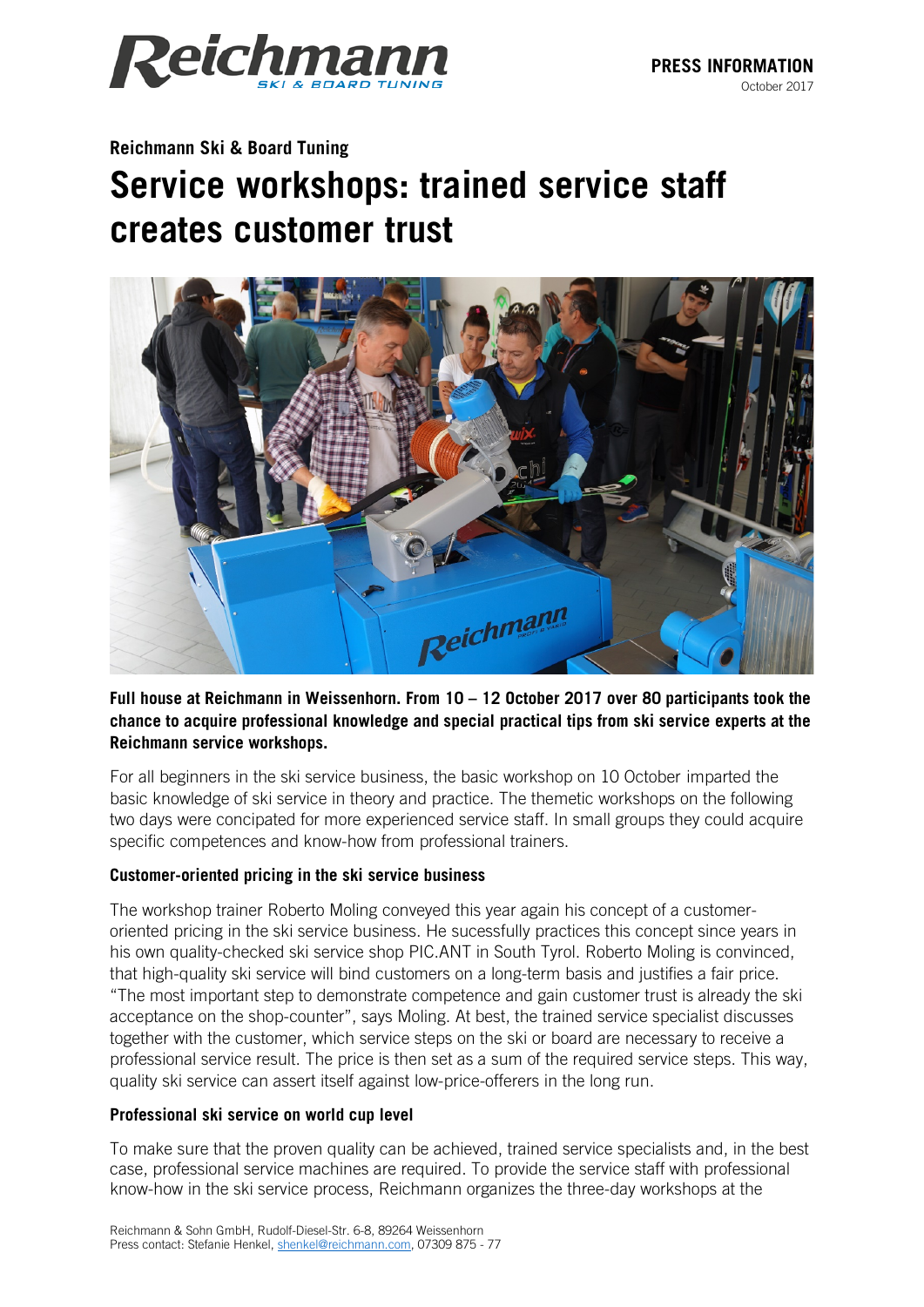**PRESS INFORMATION**
October 2017

**Reichmann Ski & Board Tuning**

# Service workshops: trained service staff creates customer trust

**Full house at Reichmann in Weissenhorn. From 10 – 12 October 2017 over 80 participants took the chance to acquire professional knowledge and special practical tips from ski service experts at the Reichmann service workshops.**

For all beginners in the ski service business, the basic workshop on 10 October imparted the basic knowledge of ski service in theory and practice. The themetic workshops on the following two days were concipated for more experienced service staff. In small groups they could acquire specific competences and know-how from professional trainers.

### Customer-oriented pricing in the ski service business

The workshop trainer Roberto Moling conveyed this year again his concept of a customer-oriented pricing in the ski service business. He sucessfully practices this concept since years in his own quality-checked ski service shop PIC.ANT in South Tyrol. Roberto Moling is convinced, that high-quality ski service will bind customers on a long-term basis and justifies a fair price. “The most important step to demonstrate competence and gain customer trust is already the ski acceptance on the shop-counter”, says Moling. At best, the trained service specialist discusses together with the customer, which service steps on the ski or board are necessary to receive a professional service result. The price is then set as a sum of the required service steps. This way, quality ski service can assert itself against low-price-offerers in the long run.

### Professional ski service on world cup level

To make sure that the proven quality can be achieved, trained service specialists and, in the best case, professional service machines are required. To provide the service staff with professional know-how in the ski service process, Reichmann organizes the three-day workshops at the

Reichmann & Sohn GmbH, Rudolf-Diesel-Str. 6-8, 89264 Weissenhorn
Press contact: Stefanie Henkel, shenkel@reichmann.com, 07309 875 - 77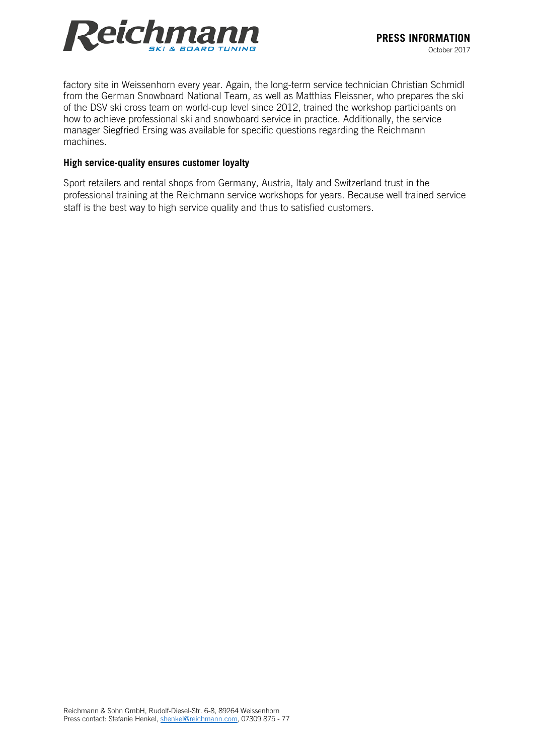factory site in Weissenhorn every year. Again, the long-term service technician Christian Schmidl from the German Snowboard National Team, as well as Matthias Fleissner, who prepares the ski of the DSV ski cross team on world-cup level since 2012, trained the workshop participants on how to achieve professional ski and snowboard service in practice. Additionally, the service manager Siegfried Ersing was available for specific questions regarding the Reichmann machines.

**High service-quality ensures customer loyalty**

Sport retailers and rental shops from Germany, Austria, Italy and Switzerland trust in the professional training at the Reichmann service workshops for years. Because well trained service staff is the best way to high service quality and thus to satisfied customers.

Reichmann & Sohn GmbH, Rudolf-Diesel-Str. 6-8, 89264 Weissenhorn
Press contact: Stefanie Henkel, shenkel@reichmann.com, 07309 875 - 77